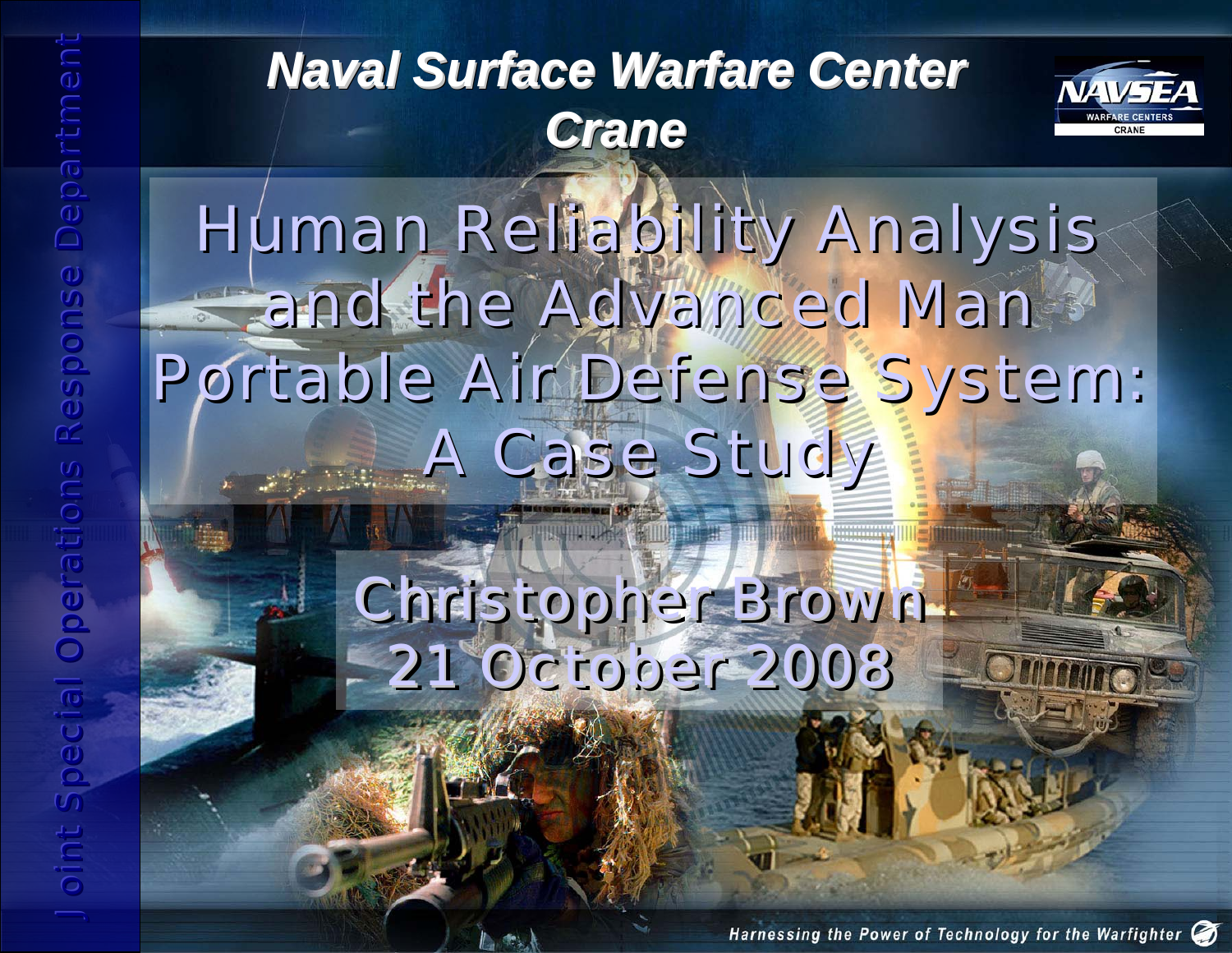# Naval Surface Warfare Center Crane

NAVSEA WARFARE CENTERS CRANE

Joint Special Operations Response Department

# Human Reliability Analysis and the Advanced Man Portable Air Defense System: A Case Study

Christopher Brown
21 October 2008

*Harnessing the Power of Technology for the Warfighter*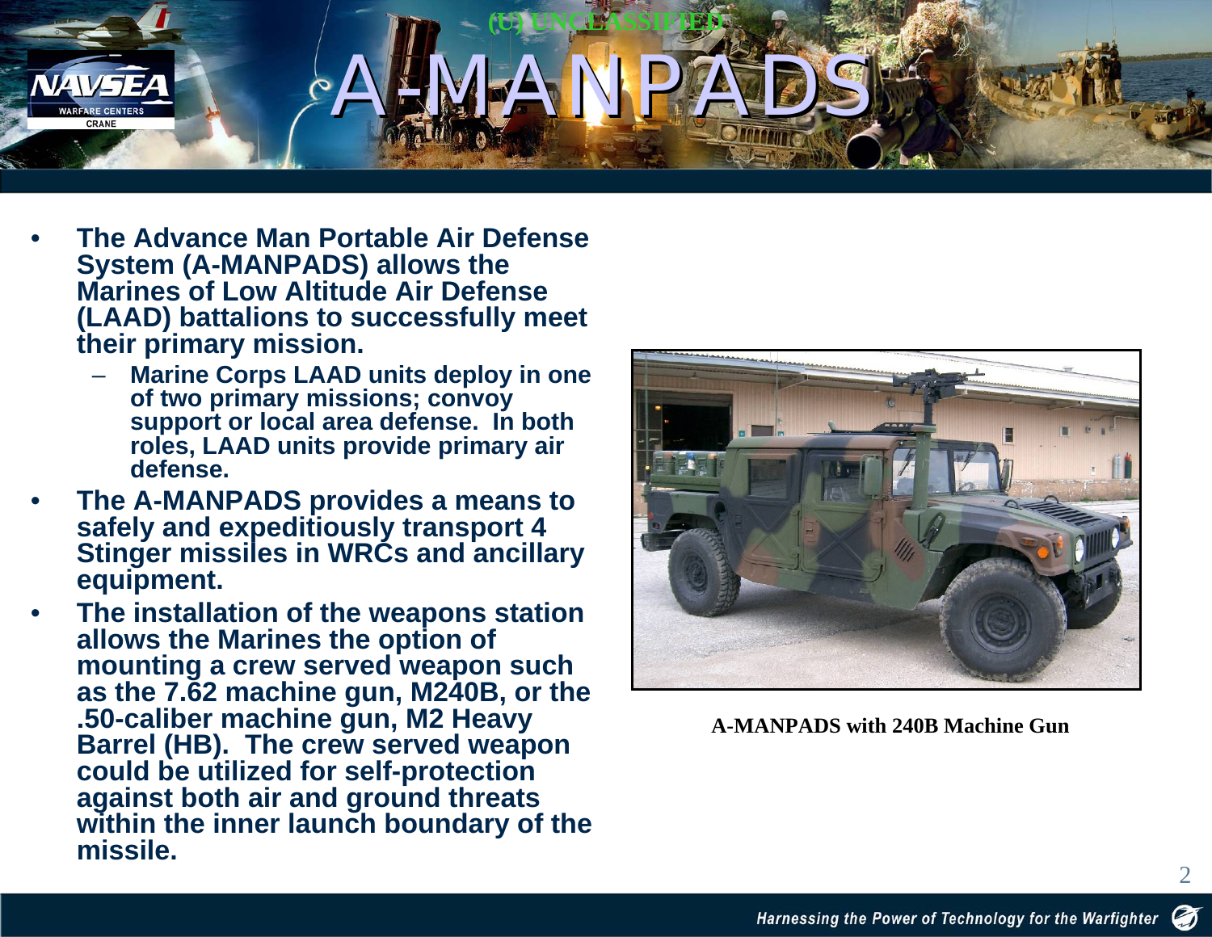(U) UNCLASSIFIED

# A-MANPADS

- **The Advance Man Portable Air Defense System (A-MANPADS) allows the Marines of Low Altitude Air Defense (LAAD) battalions to successfully meet their primary mission.**
  - **Marine Corps LAAD units deploy in one of two primary missions; convoy support or local area defense. In both roles, LAAD units provide primary air defense.**
- **The A-MANPADS provides a means to safely and expeditiously transport 4 Stinger missiles in WRCs and ancillary equipment.**
- **The installation of the weapons station allows the Marines the option of mounting a crew served weapon such as the 7.62 machine gun, M240B, or the .50-caliber machine gun, M2 Heavy Barrel (HB). The crew served weapon could be utilized for self-protection against both air and ground threats within the inner launch boundary of the missile.**

**A-MANPADS with 240B Machine Gun**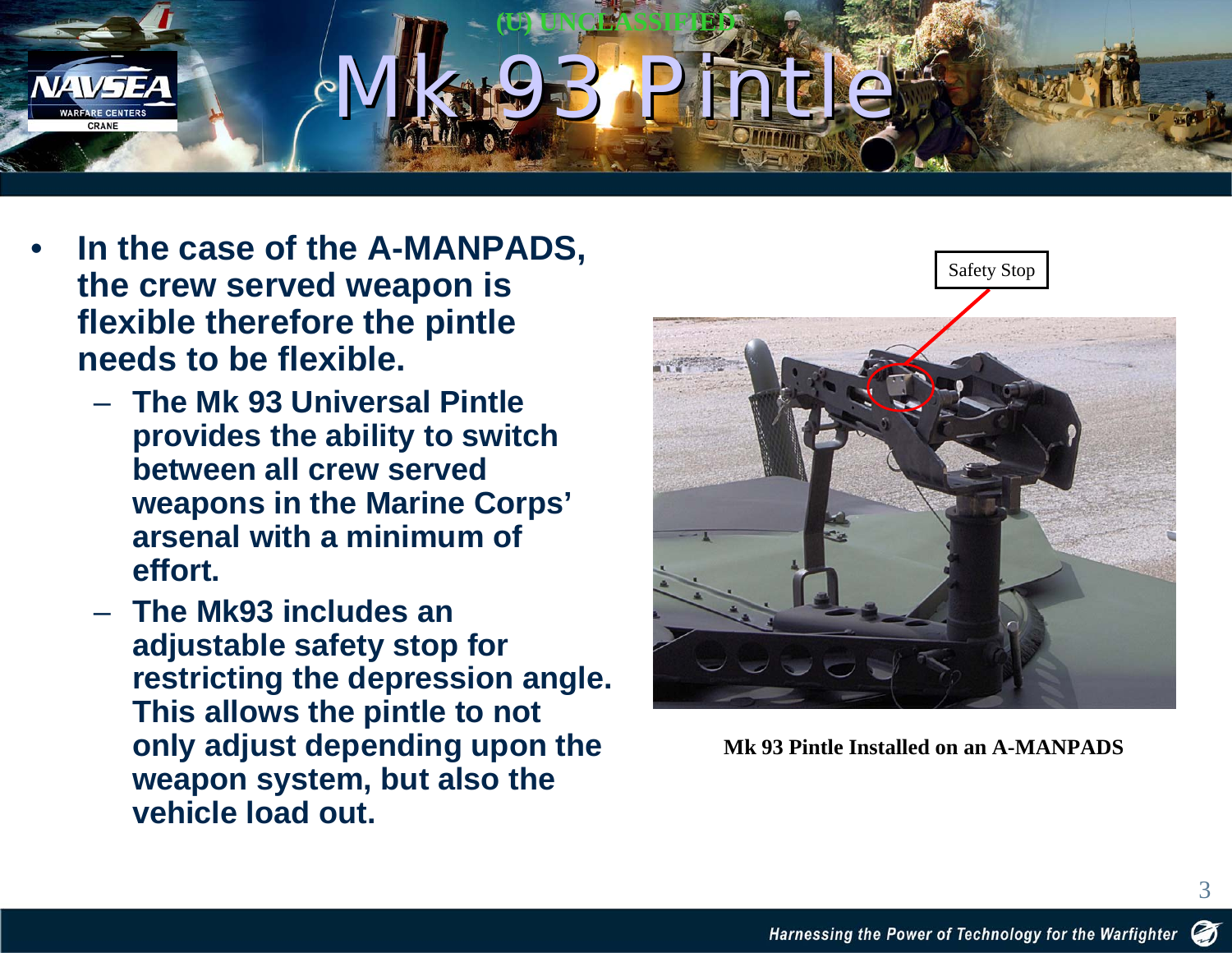# Mk 93 Pintle

- **In the case of the A-MANPADS, the crew served weapon is flexible therefore the pintle needs to be flexible.**
  - **The Mk 93 Universal Pintle provides the ability to switch between all crew served weapons in the Marine Corps' arsenal with a minimum of effort.**
  - **The Mk93 includes an adjustable safety stop for restricting the depression angle. This allows the pintle to not only adjust depending upon the weapon system, but also the vehicle load out.**

Safety Stop

**Mk 93 Pintle Installed on an A-MANPADS**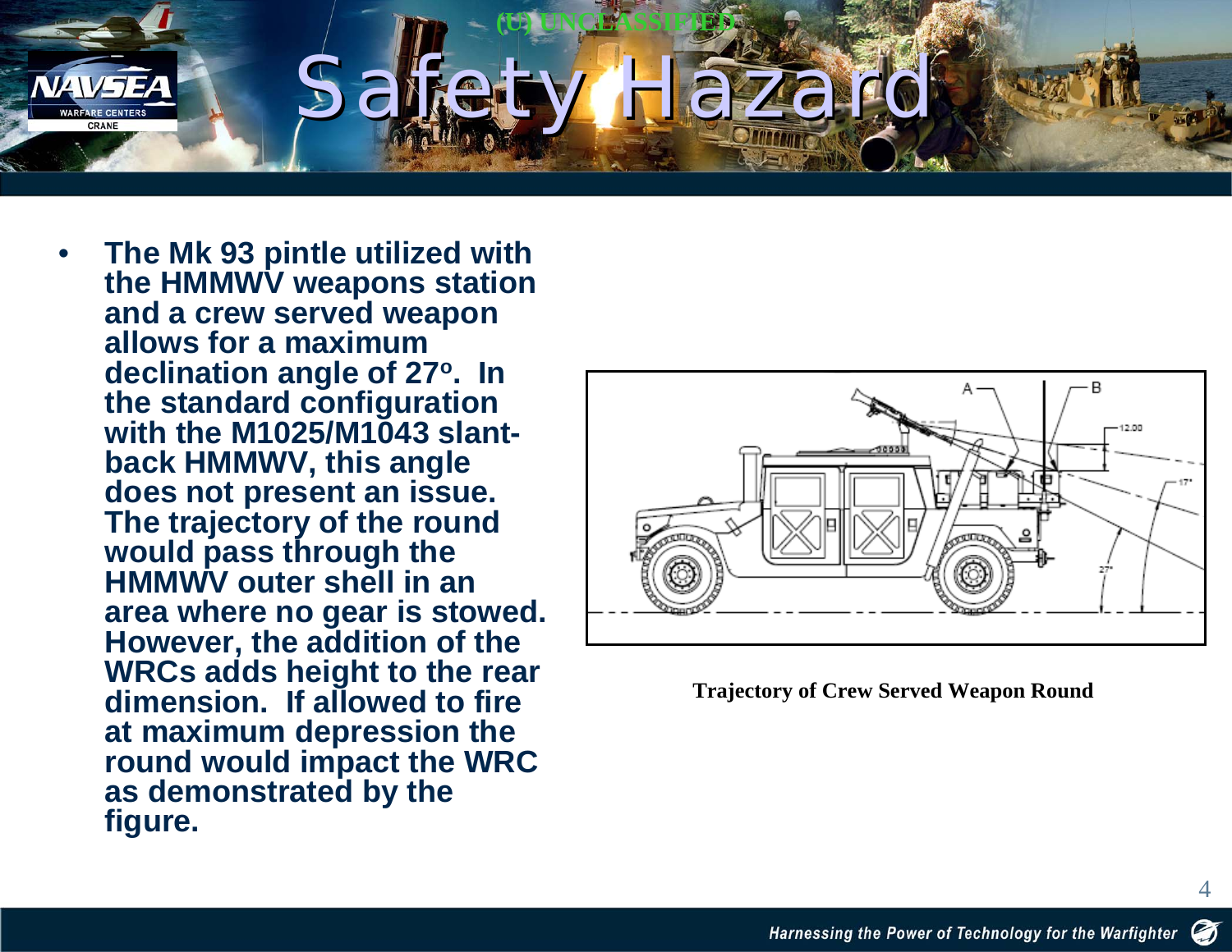# Safety Hazard

- The Mk 93 pintle utilized with the HMMWV weapons station and a crew served weapon allows for a maximum declination angle of 27º. In the standard configuration with the M1025/M1043 slant-back HMMWV, this angle does not present an issue. The trajectory of the round would pass through the HMMWV outer shell in an area where no gear is stowed. However, the addition of the WRCs adds height to the rear dimension. If allowed to fire at maximum depression the round would impact the WRC as demonstrated by the figure.

**Trajectory of Crew Served Weapon Round**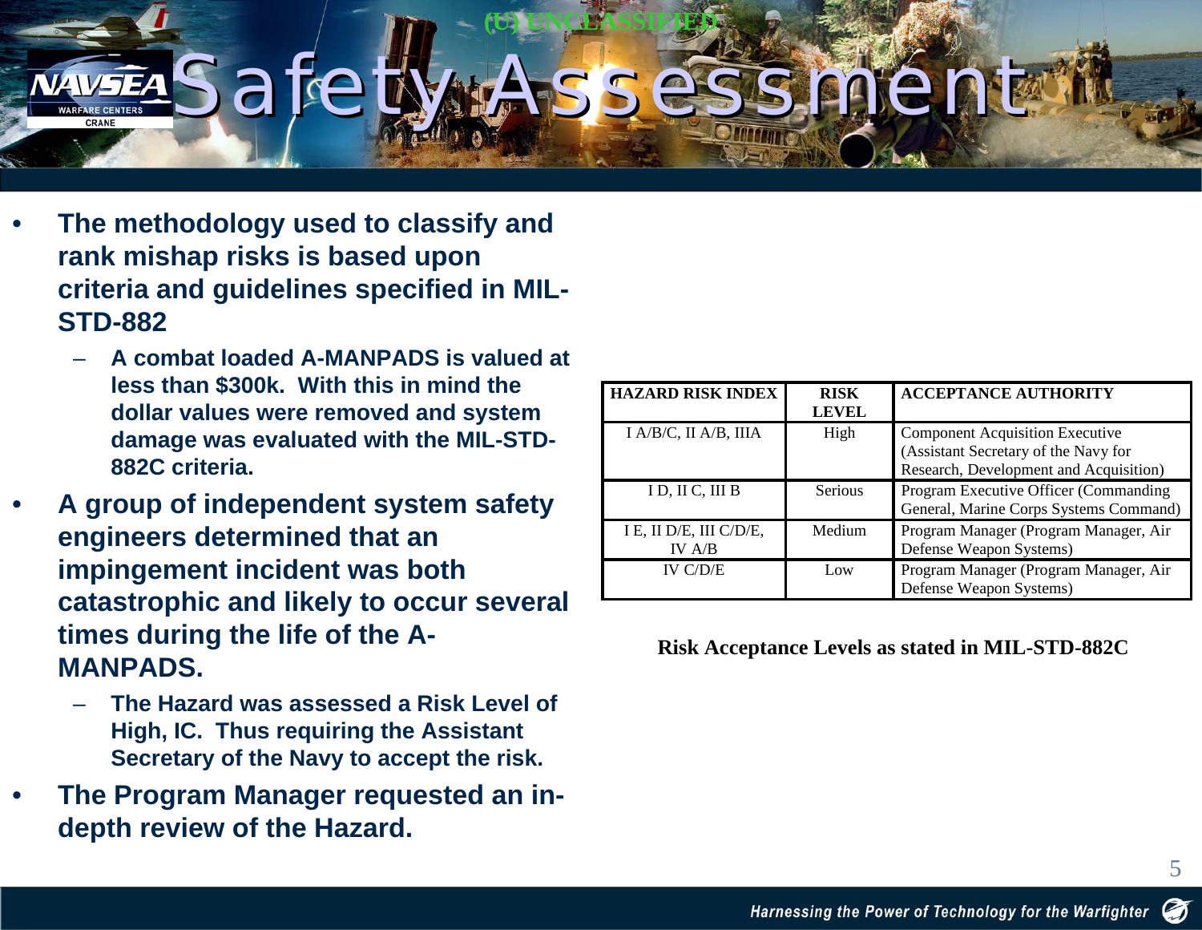(U) UNCLASSIFIED

# Safety Assessment

- **The methodology used to classify and rank mishap risks is based upon criteria and guidelines specified in MIL-STD-882**
  - **A combat loaded A-MANPADS is valued at less than $300k. With this in mind the dollar values were removed and system damage was evaluated with the MIL-STD-882C criteria.**
- **A group of independent system safety engineers determined that an impingement incident was both catastrophic and likely to occur several times during the life of the A-MANPADS.**
  - **The Hazard was assessed a Risk Level of High, IC. Thus requiring the Assistant Secretary of the Navy to accept the risk.**
- **The Program Manager requested an in-depth review of the Hazard.**

| HAZARD RISK INDEX | RISK LEVEL | ACCEPTANCE AUTHORITY |
|---|---|---|
| I A/B/C, II A/B, IIIA | High | Component Acquisition Executive (Assistant Secretary of the Navy for Research, Development and Acquisition) |
| I D, II C, III B | Serious | Program Executive Officer (Commanding General, Marine Corps Systems Command) |
| I E, II D/E, III C/D/E, IV A/B | Medium | Program Manager (Program Manager, Air Defense Weapon Systems) |
| IV C/D/E | Low | Program Manager (Program Manager, Air Defense Weapon Systems) |

**Risk Acceptance Levels as stated in MIL-STD-882C**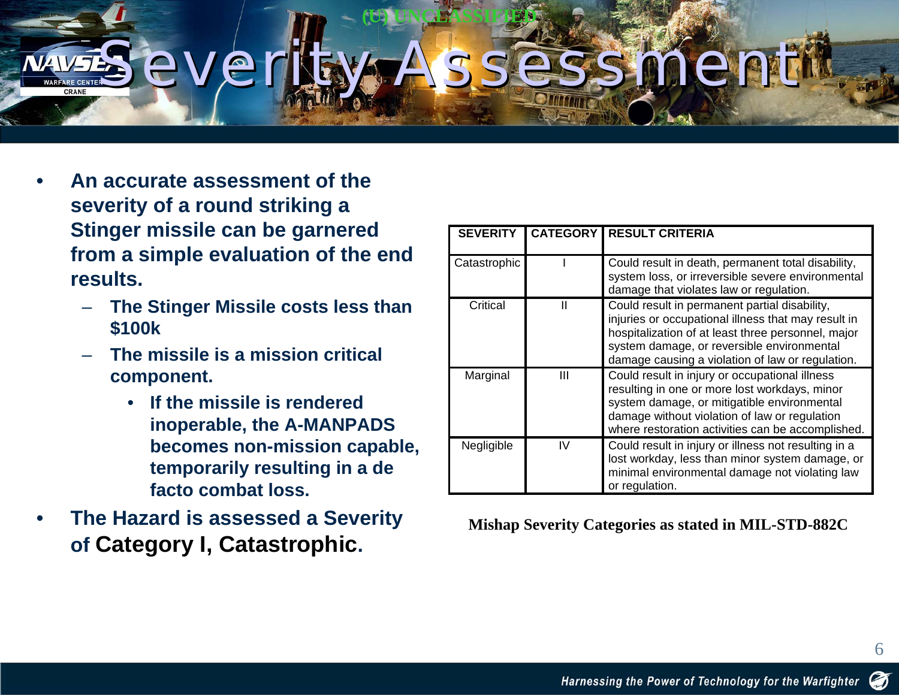(U) UNCLASSIFIED

# Severity Assessment

- **An accurate assessment of the severity of a round striking a Stinger missile can be garnered from a simple evaluation of the end results.**
  - **The Stinger Missile costs less than $100k**
  - **The missile is a mission critical component.**
    - **If the missile is rendered inoperable, the A-MANPADS becomes non-mission capable, temporarily resulting in a de facto combat loss.**
- **The Hazard is assessed a Severity of Category I, Catastrophic.**

| SEVERITY | CATEGORY | RESULT CRITERIA |
|---|---|---|
| Catastrophic | I | Could result in death, permanent total disability, system loss, or irreversible severe environmental damage that violates law or regulation. |
| Critical | II | Could result in permanent partial disability, injuries or occupational illness that may result in hospitalization of at least three personnel, major system damage, or reversible environmental damage causing a violation of law or regulation. |
| Marginal | III | Could result in injury or occupational illness resulting in one or more lost workdays, minor system damage, or mitigatible environmental damage without violation of law or regulation where restoration activities can be accomplished. |
| Negligible | IV | Could result in injury or illness not resulting in a lost workday, less than minor system damage, or minimal environmental damage not violating law or regulation. |

**Mishap Severity Categories as stated in MIL-STD-882C**

*Harnessing the Power of Technology for the Warfighter*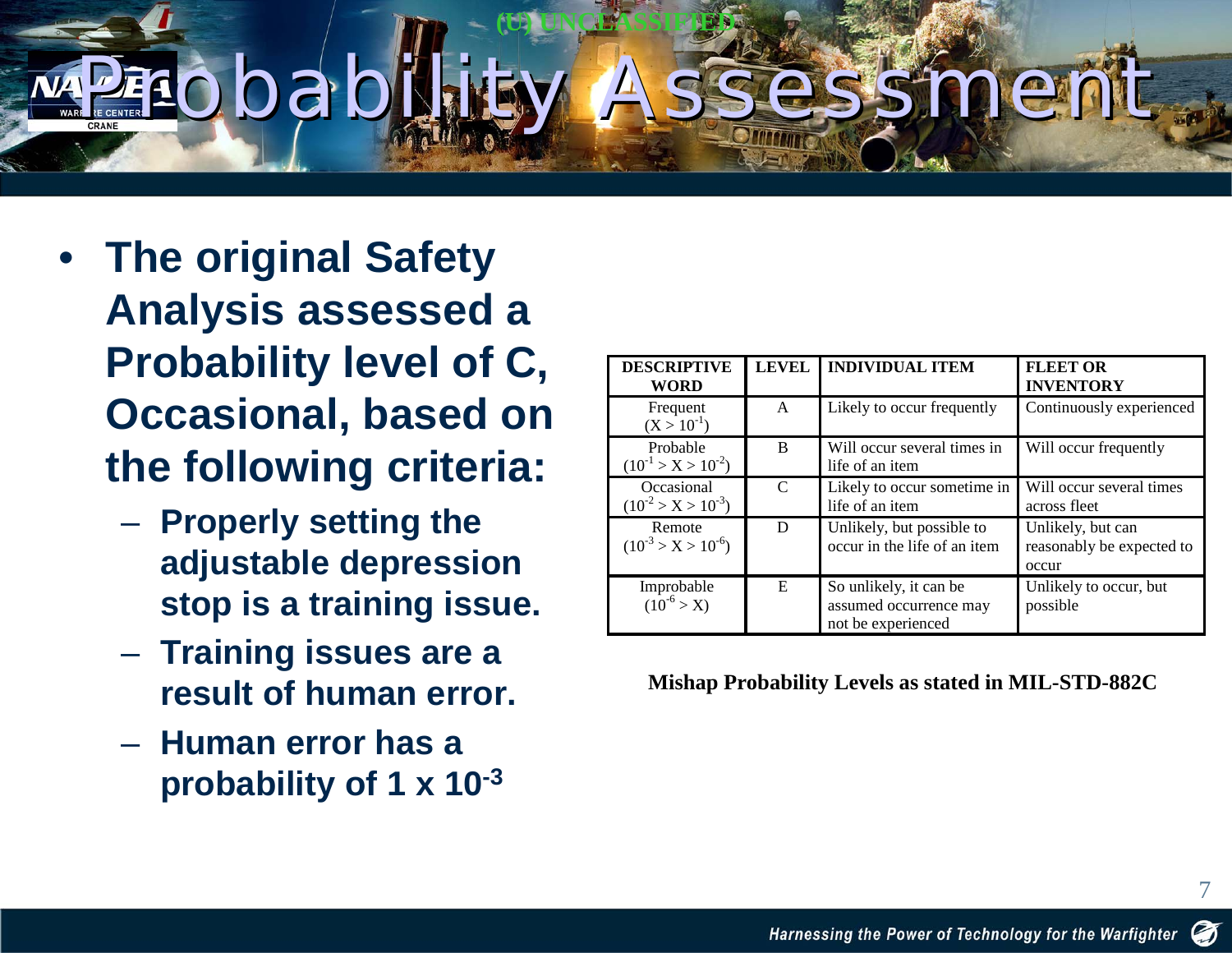# Probability Assessment

- **The original Safety Analysis assessed a Probability level of C, Occasional, based on the following criteria:**
  - **Properly setting the adjustable depression stop is a training issue.**
  - **Training issues are a result of human error.**
  - **Human error has a probability of $1 \times 10^{-3}$**

| DESCRIPTIVE WORD | LEVEL | INDIVIDUAL ITEM | FLEET OR INVENTORY |
|---|---|---|---|
| Frequent ($X > 10^{-1}$) | A | Likely to occur frequently | Continuously experienced |
| Probable ($10^{-1} > X > 10^{-2}$) | B | Will occur several times in life of an item | Will occur frequently |
| Occasional ($10^{-2} > X > 10^{-3}$) | C | Likely to occur sometime in life of an item | Will occur several times across fleet |
| Remote ($10^{-3} > X > 10^{-6}$) | D | Unlikely, but possible to occur in the life of an item | Unlikely, but can reasonably be expected to occur |
| Improbable ($10^{-6} > X$) | E | So unlikely, it can be assumed occurrence may not be experienced | Unlikely to occur, but possible |

**Mishap Probability Levels as stated in MIL-STD-882C**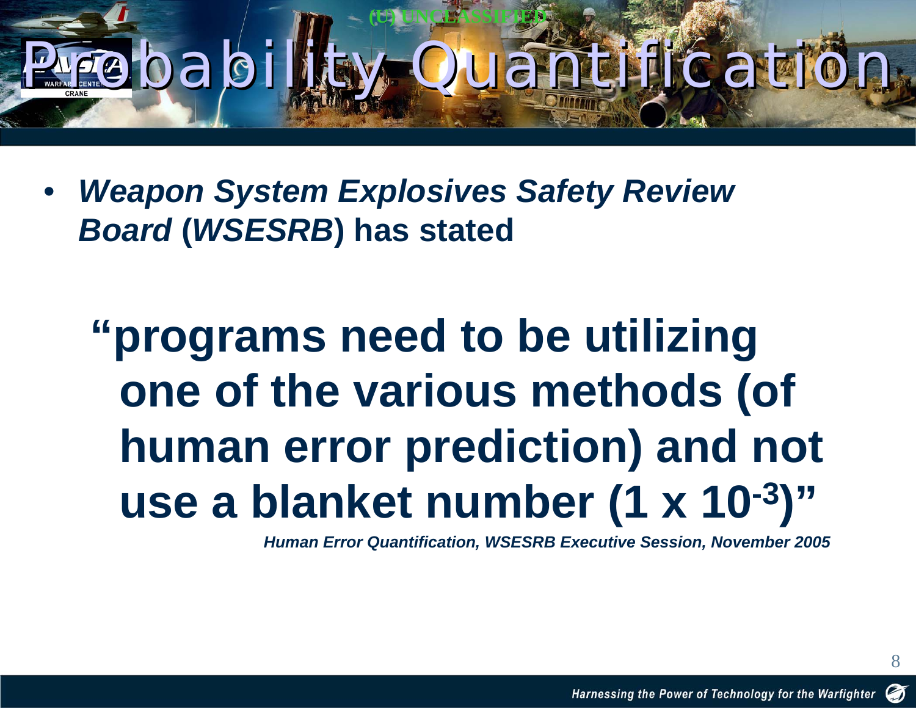# Probability Quantification

- ***Weapon System Explosives Safety Review Board*** **(*WSESRB*) has stated**

> **"programs need to be utilizing one of the various methods (of human error prediction) and not use a blanket number ($1 \times 10^{-3}$)"**
>
> ***Human Error Quantification, WSESRB Executive Session, November 2005***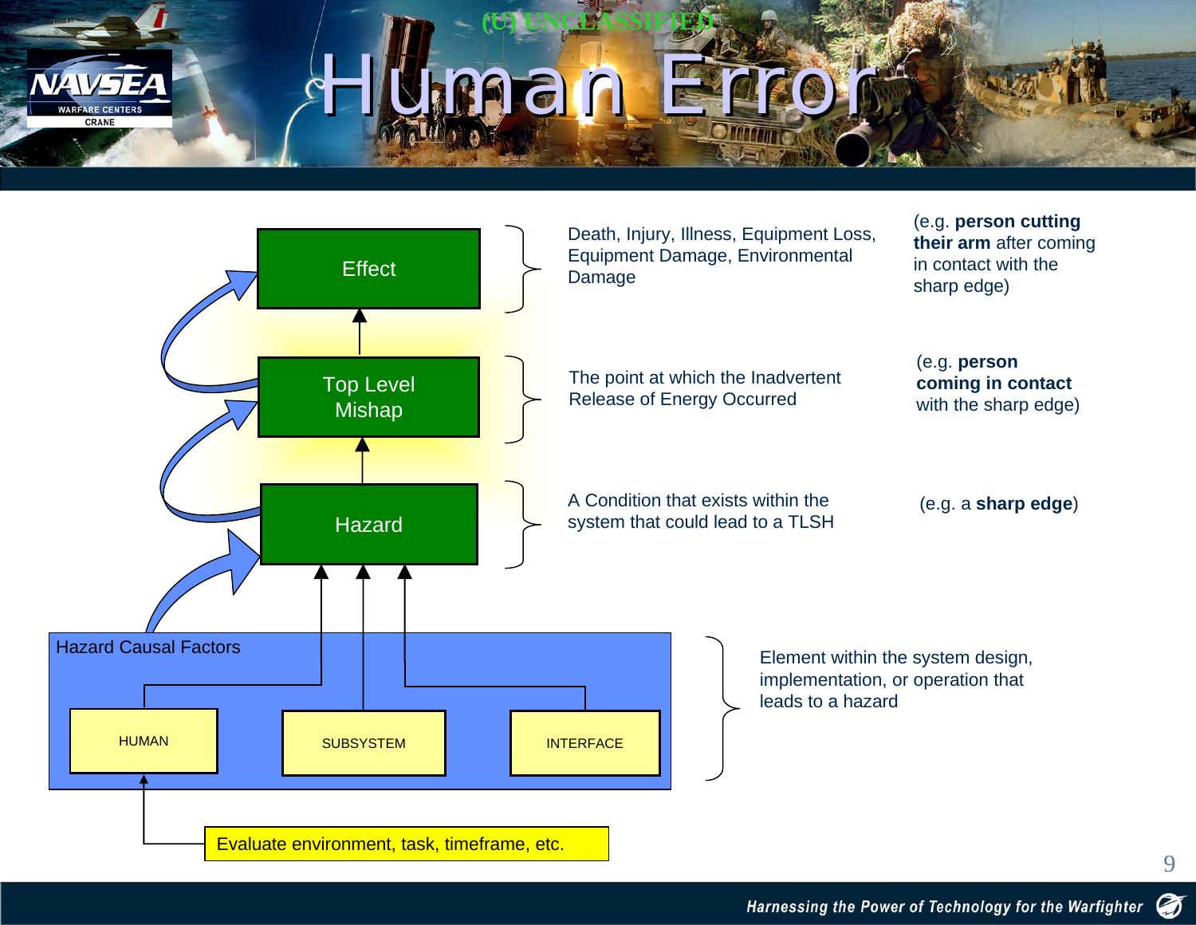(U) UNCLASSIFIED

# Human Error

| Level | Definition | Example |
|---|---|---|
| Effect | Death, Injury, Illness, Equipment Loss, Equipment Damage, Environmental Damage | (e.g. **person cutting their arm** after coming in contact with the sharp edge) |
| Top Level Mishap | The point at which the Inadvertent Release of Energy Occurred | (e.g. **person coming in contact** with the sharp edge) |
| Hazard | A Condition that exists within the system that could lead to a TLSH | (e.g. a **sharp edge**) |

**Hazard Causal Factors**

- HUMAN
- SUBSYSTEM
- INTERFACE

Element within the system design, implementation, or operation that leads to a hazard

Evaluate environment, task, timeframe, etc.

*Harnessing the Power of Technology for the Warfighter*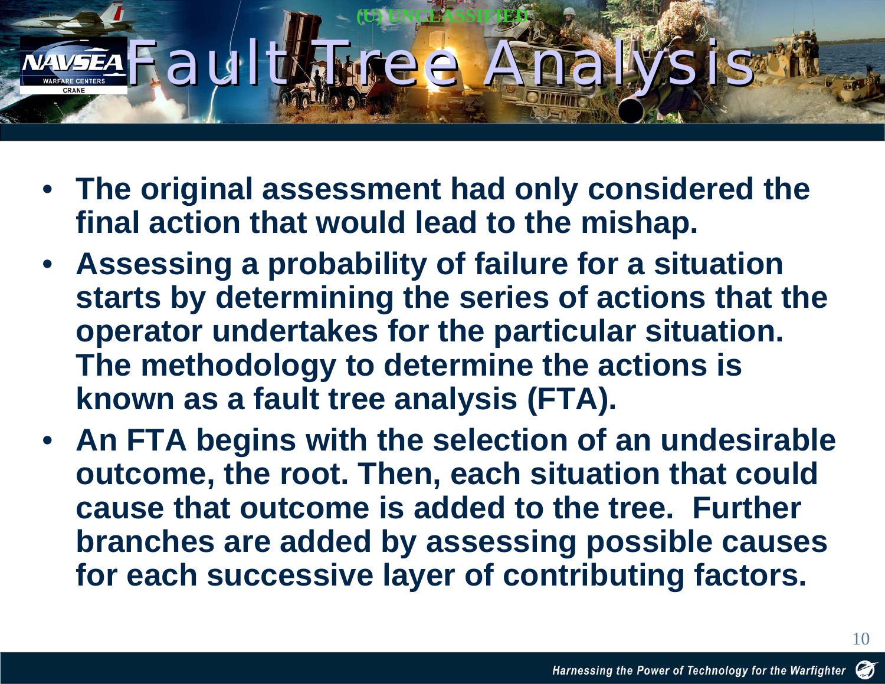# Fault Tree Analysis

- **The original assessment had only considered the final action that would lead to the mishap.**
- **Assessing a probability of failure for a situation starts by determining the series of actions that the operator undertakes for the particular situation. The methodology to determine the actions is known as a fault tree analysis (FTA).**
- **An FTA begins with the selection of an undesirable outcome, the root. Then, each situation that could cause that outcome is added to the tree. Further branches are added by assessing possible causes for each successive layer of contributing factors.**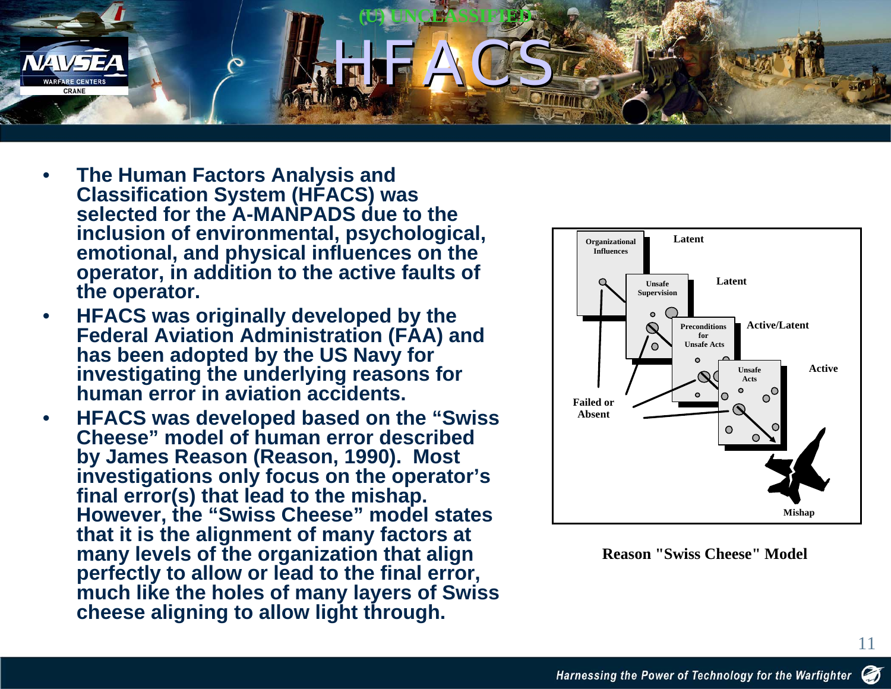# HFACS

- The Human Factors Analysis and Classification System (HFACS) was selected for the A-MANPADS due to the inclusion of environmental, psychological, emotional, and physical influences on the operator, in addition to the active faults of the operator.
- HFACS was originally developed by the Federal Aviation Administration (FAA) and has been adopted by the US Navy for investigating the underlying reasons for human error in aviation accidents.
- HFACS was developed based on the "Swiss Cheese" model of human error described by James Reason (Reason, 1990). Most investigations only focus on the operator's final error(s) that lead to the mishap. However, the "Swiss Cheese" model states that it is the alignment of many factors at many levels of the organization that align perfectly to allow or lead to the final error, much like the holes of many layers of Swiss cheese aligning to allow light through.

Organizational Influences — Latent

Unsafe Supervision — Latent

Preconditions for Unsafe Acts — Active/Latent

Unsafe Acts — Active

Failed or Absent

Mishap

Reason "Swiss Cheese" Model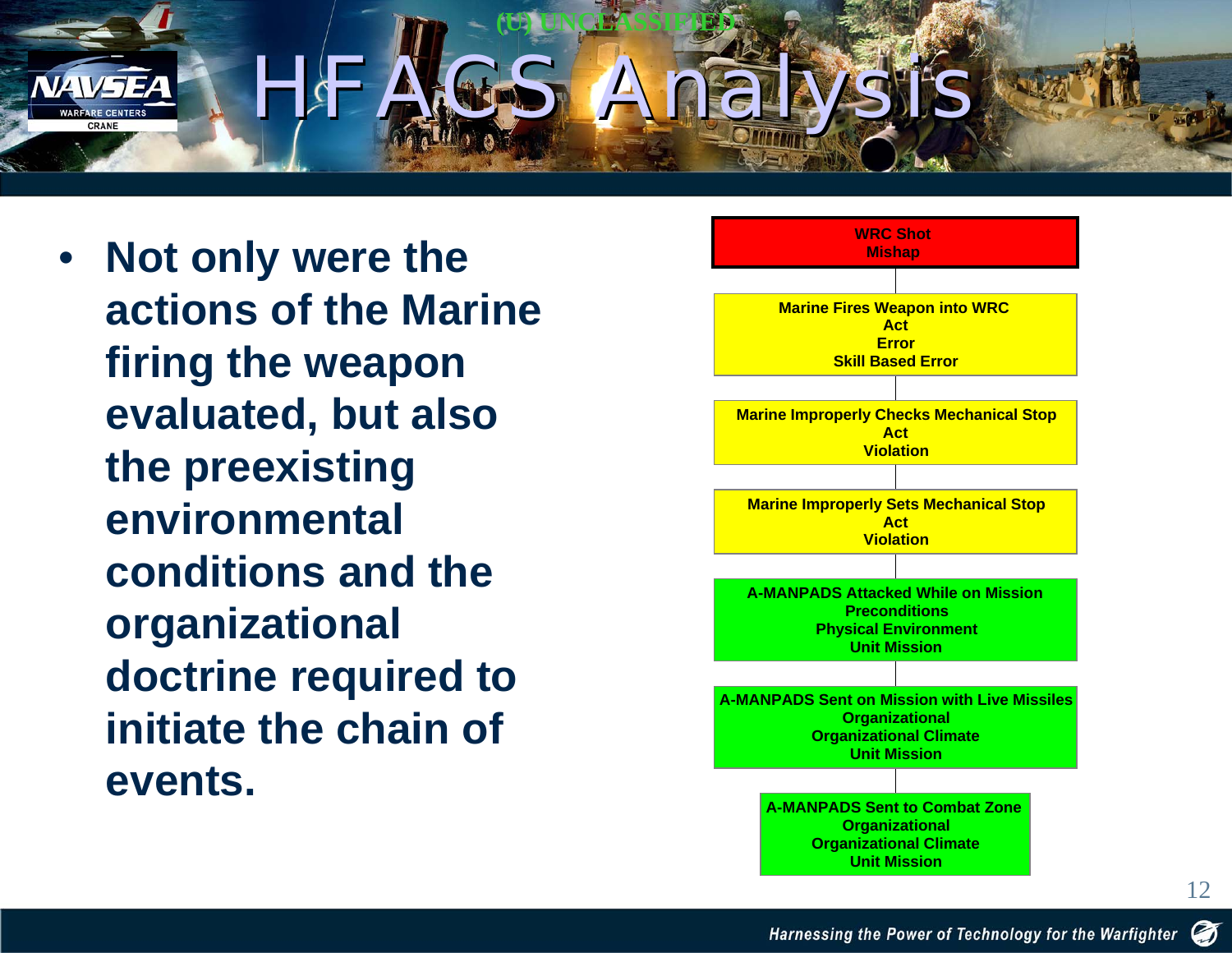# HFACS Analysis

(U) UNCLASSIFIED

- **Not only were the actions of the Marine firing the weapon evaluated, but also the preexisting environmental conditions and the organizational doctrine required to initiate the chain of events.**

**WRC Shot Mishap**

**Marine Fires Weapon into WRC**
**Act**
**Error**
**Skill Based Error**

**Marine Improperly Checks Mechanical Stop**
**Act**
**Violation**

**Marine Improperly Sets Mechanical Stop**
**Act**
**Violation**

**A-MANPADS Attacked While on Mission**
**Preconditions**
**Physical Environment**
**Unit Mission**

**A-MANPADS Sent on Mission with Live Missiles**
**Organizational**
**Organizational Climate**
**Unit Mission**

**A-MANPADS Sent to Combat Zone**
**Organizational**
**Organizational Climate**
**Unit Mission**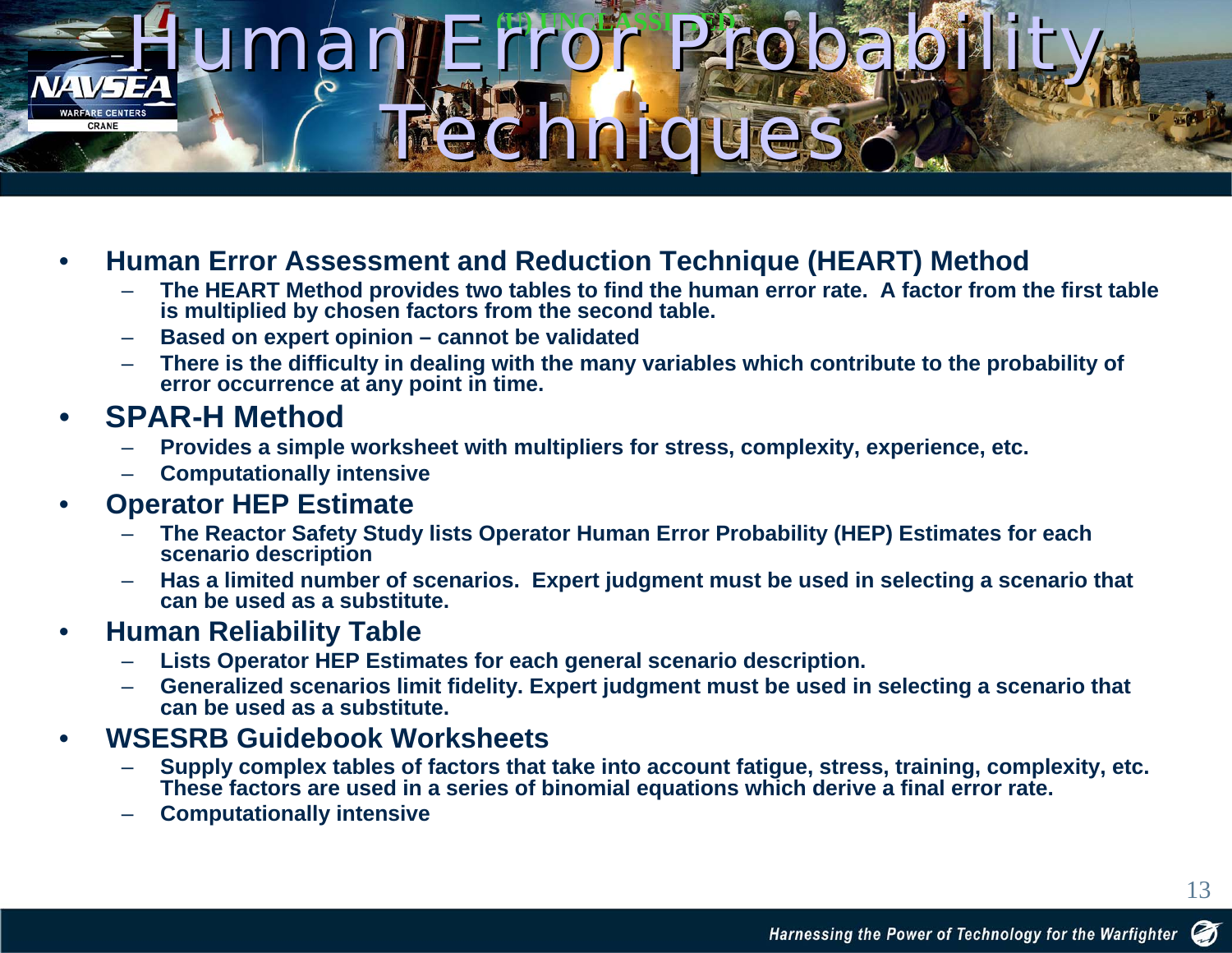# Human Error Probability Techniques

- **Human Error Assessment and Reduction Technique (HEART) Method**
  - The HEART Method provides two tables to find the human error rate. A factor from the first table is multiplied by chosen factors from the second table.
  - Based on expert opinion – cannot be validated
  - There is the difficulty in dealing with the many variables which contribute to the probability of error occurrence at any point in time.
- **SPAR-H Method**
  - Provides a simple worksheet with multipliers for stress, complexity, experience, etc.
  - Computationally intensive
- **Operator HEP Estimate**
  - The Reactor Safety Study lists Operator Human Error Probability (HEP) Estimates for each scenario description
  - Has a limited number of scenarios. Expert judgment must be used in selecting a scenario that can be used as a substitute.
- **Human Reliability Table**
  - Lists Operator HEP Estimates for each general scenario description.
  - Generalized scenarios limit fidelity. Expert judgment must be used in selecting a scenario that can be used as a substitute.
- **WSESRB Guidebook Worksheets**
  - Supply complex tables of factors that take into account fatigue, stress, training, complexity, etc. These factors are used in a series of binomial equations which derive a final error rate.
  - Computationally intensive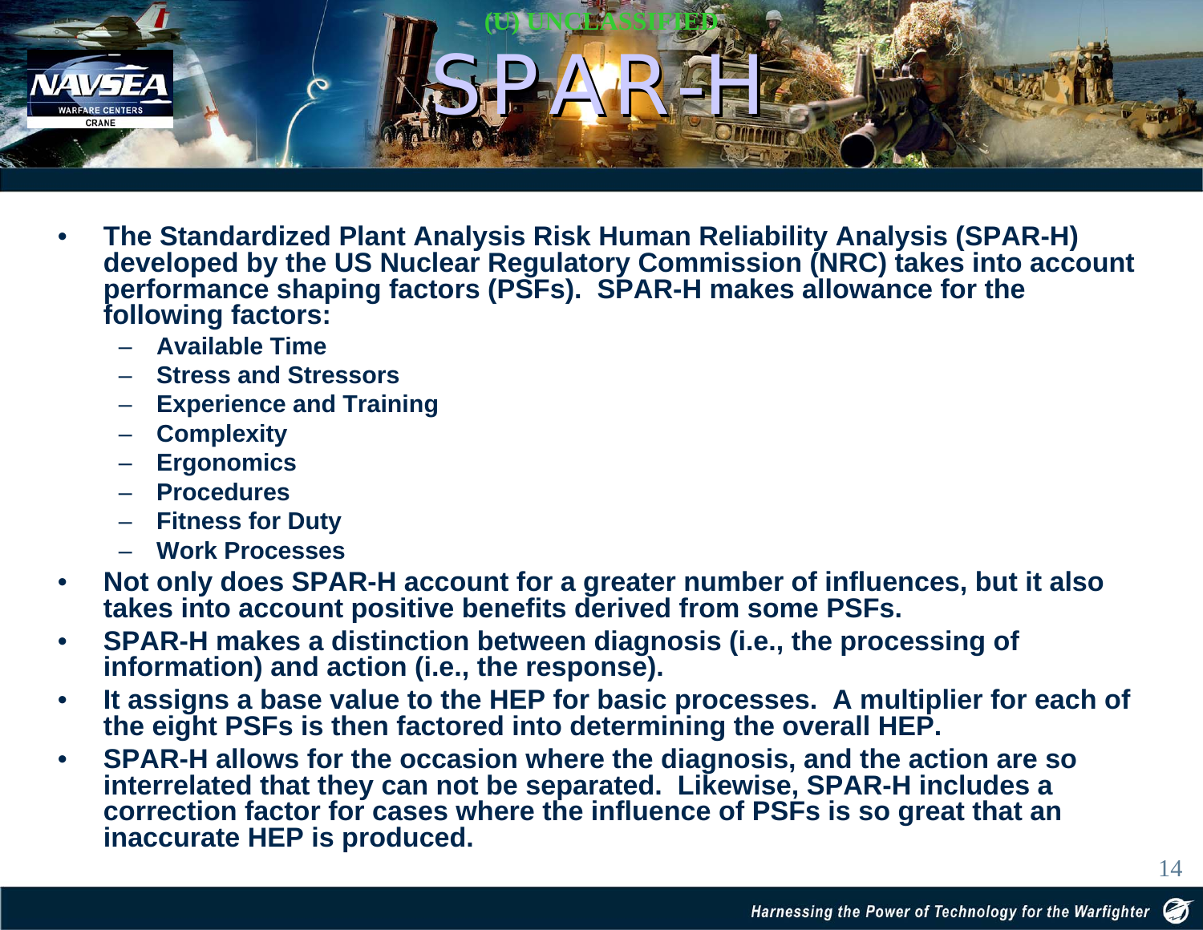# SPAR-H

- The Standardized Plant Analysis Risk Human Reliability Analysis (SPAR-H) developed by the US Nuclear Regulatory Commission (NRC) takes into account performance shaping factors (PSFs). SPAR-H makes allowance for the following factors:
  - Available Time
  - Stress and Stressors
  - Experience and Training
  - Complexity
  - Ergonomics
  - Procedures
  - Fitness for Duty
  - Work Processes
- Not only does SPAR-H account for a greater number of influences, but it also takes into account positive benefits derived from some PSFs.
- SPAR-H makes a distinction between diagnosis (i.e., the processing of information) and action (i.e., the response).
- It assigns a base value to the HEP for basic processes. A multiplier for each of the eight PSFs is then factored into determining the overall HEP.
- SPAR-H allows for the occasion where the diagnosis, and the action are so interrelated that they can not be separated. Likewise, SPAR-H includes a correction factor for cases where the influence of PSFs is so great that an inaccurate HEP is produced.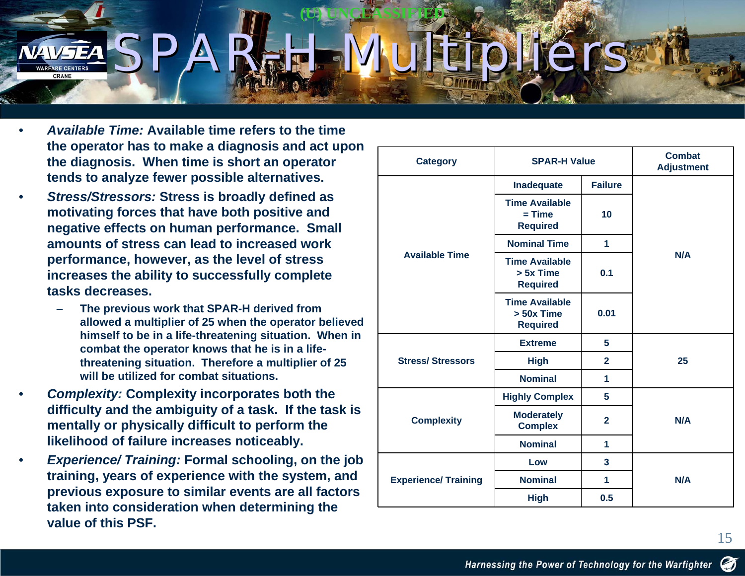# SPAR-H Multipliers

- ***Available Time:*** **Available time refers to the time the operator has to make a diagnosis and act upon the diagnosis. When time is short an operator tends to analyze fewer possible alternatives.**
- ***Stress/Stressors:*** **Stress is broadly defined as motivating forces that have both positive and negative effects on human performance. Small amounts of stress can lead to increased work performance, however, as the level of stress increases the ability to successfully complete tasks decreases.**
  - **The previous work that SPAR-H derived from allowed a multiplier of 25 when the operator believed himself to be in a life-threatening situation. When in combat the operator knows that he is in a life-threatening situation. Therefore a multiplier of 25 will be utilized for combat situations.**
- ***Complexity:*** **Complexity incorporates both the difficulty and the ambiguity of a task. If the task is mentally or physically difficult to perform the likelihood of failure increases noticeably.**
- ***Experience/ Training:*** **Formal schooling, on the job training, years of experience with the system, and previous exposure to similar events are all factors taken into consideration when determining the value of this PSF.**

| Category | SPAR-H Value | | Combat Adjustment |
|---|---|---|---|
| Available Time | Inadequate | Failure | N/A |
| | Time Available = Time Required | 10 | |
| | Nominal Time | 1 | |
| | Time Available > 5x Time Required | 0.1 | |
| | Time Available > 50x Time Required | 0.01 | |
| Stress/ Stressors | Extreme | 5 | 25 |
| | High | 2 | |
| | Nominal | 1 | |
| Complexity | Highly Complex | 5 | N/A |
| | Moderately Complex | 2 | |
| | Nominal | 1 | |
| Experience/ Training | Low | 3 | N/A |
| | Nominal | 1 | |
| | High | 0.5 | |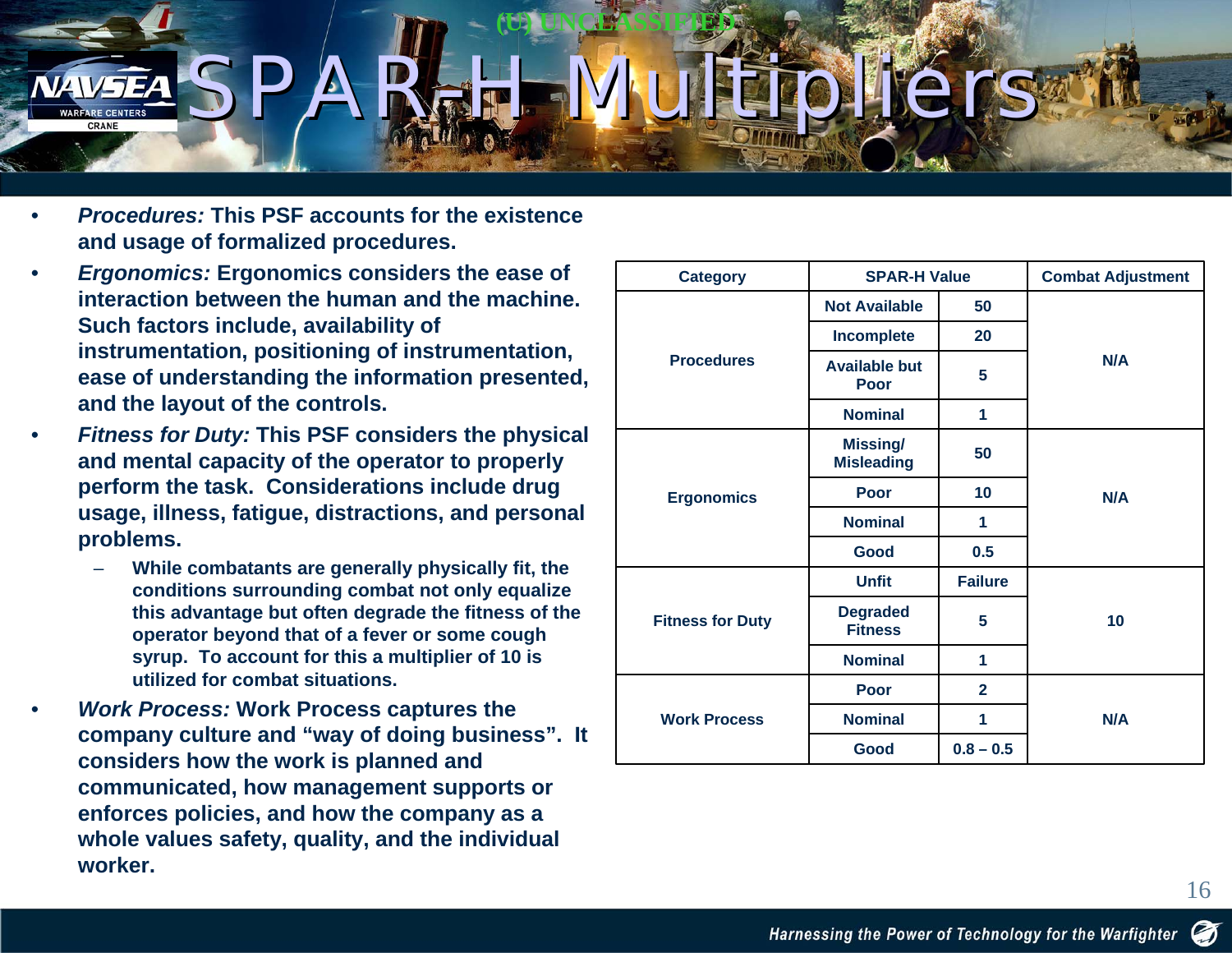(U) UNCLASSIFIED

# SPAR-H Multipliers

- ***Procedures:*** **This PSF accounts for the existence and usage of formalized procedures.**
- ***Ergonomics:*** **Ergonomics considers the ease of interaction between the human and the machine. Such factors include, availability of instrumentation, positioning of instrumentation, ease of understanding the information presented, and the layout of the controls.**
- ***Fitness for Duty:*** **This PSF considers the physical and mental capacity of the operator to properly perform the task. Considerations include drug usage, illness, fatigue, distractions, and personal problems.**
  - **While combatants are generally physically fit, the conditions surrounding combat not only equalize this advantage but often degrade the fitness of the operator beyond that of a fever or some cough syrup. To account for this a multiplier of 10 is utilized for combat situations.**
- ***Work Process:*** **Work Process captures the company culture and "way of doing business". It considers how the work is planned and communicated, how management supports or enforces policies, and how the company as a whole values safety, quality, and the individual worker.**

| Category | SPAR-H Value | | Combat Adjustment |
|---|---|---|---|
| Procedures | Not Available | 50 | N/A |
| | Incomplete | 20 | |
| | Available but Poor | 5 | |
| | Nominal | 1 | |
| Ergonomics | Missing/ Misleading | 50 | N/A |
| | Poor | 10 | |
| | Nominal | 1 | |
| | Good | 0.5 | |
| Fitness for Duty | Unfit | Failure | 10 |
| | Degraded Fitness | 5 | |
| | Nominal | 1 | |
| Work Process | Poor | 2 | N/A |
| | Nominal | 1 | |
| | Good | 0.8 – 0.5 | |

Harnessing the Power of Technology for the Warfighter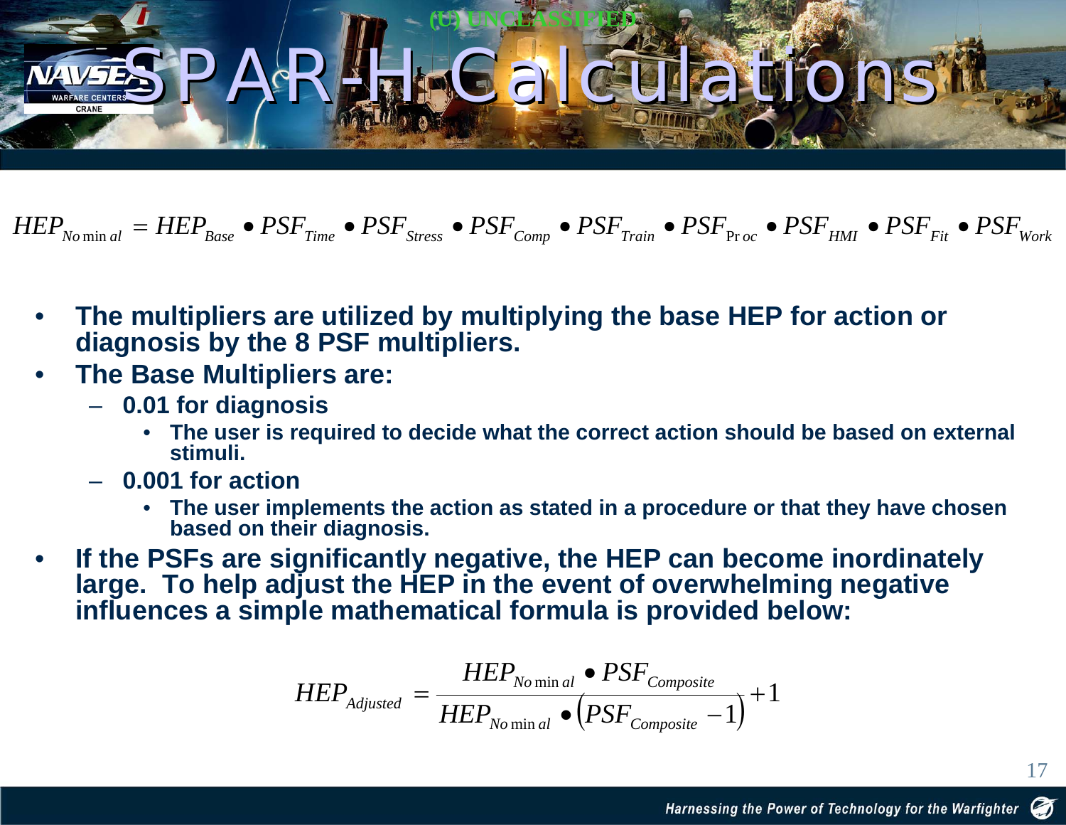# SPAR-H Calculations

$$HEP_{Nominal} = HEP_{Base} \bullet PSF_{Time} \bullet PSF_{Stress} \bullet PSF_{Comp} \bullet PSF_{Train} \bullet PSF_{Proc} \bullet PSF_{HMI} \bullet PSF_{Fit} \bullet PSF_{Work}$$

- **The multipliers are utilized by multiplying the base HEP for action or diagnosis by the 8 PSF multipliers.**
- **The Base Multipliers are:**
  - **0.01 for diagnosis**
    - **The user is required to decide what the correct action should be based on external stimuli.**
  - **0.001 for action**
    - **The user implements the action as stated in a procedure or that they have chosen based on their diagnosis.**
- **If the PSFs are significantly negative, the HEP can become inordinately large. To help adjust the HEP in the event of overwhelming negative influences a simple mathematical formula is provided below:**

$$HEP_{Adjusted} = \frac{HEP_{Nominal} \bullet PSF_{Composite}}{HEP_{Nominal} \bullet \left(PSF_{Composite} - 1\right) + 1}$$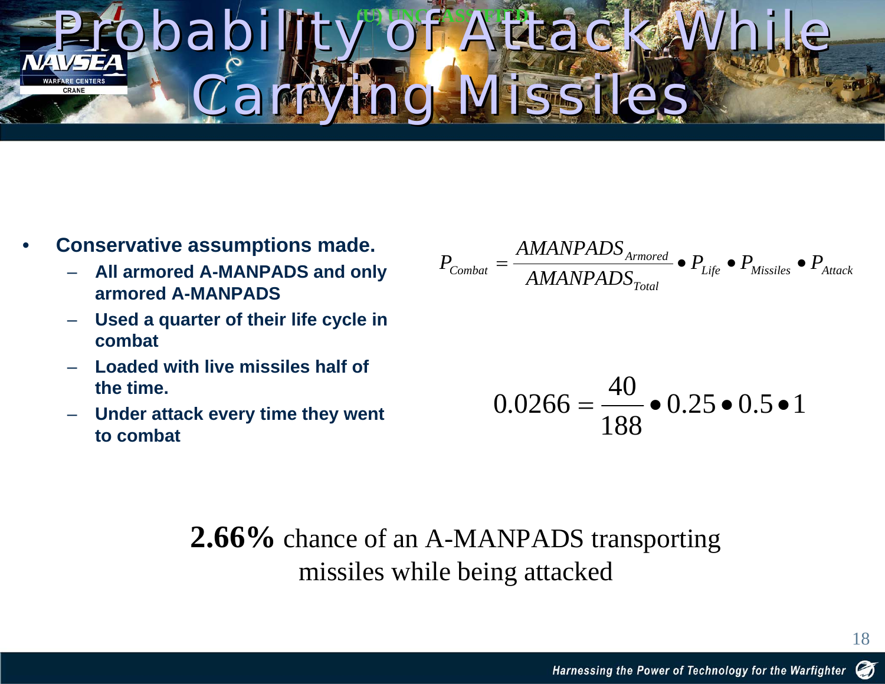# Probability of Attack While Carrying Missiles

(U) UNCLASSIFIED

- **Conservative assumptions made.**
  - **All armored A-MANPADS and only armored A-MANPADS**
  - **Used a quarter of their life cycle in combat**
  - **Loaded with live missiles half of the time.**
  - **Under attack every time they went to combat**

$$P_{Combat} = \frac{AMANPADS_{Armored}}{AMANPADS_{Total}} \bullet P_{Life} \bullet P_{Missiles} \bullet P_{Attack}$$

$$0.0266 = \frac{40}{188} \bullet 0.25 \bullet 0.5 \bullet 1$$

**2.66%** chance of an A-MANPADS transporting missiles while being attacked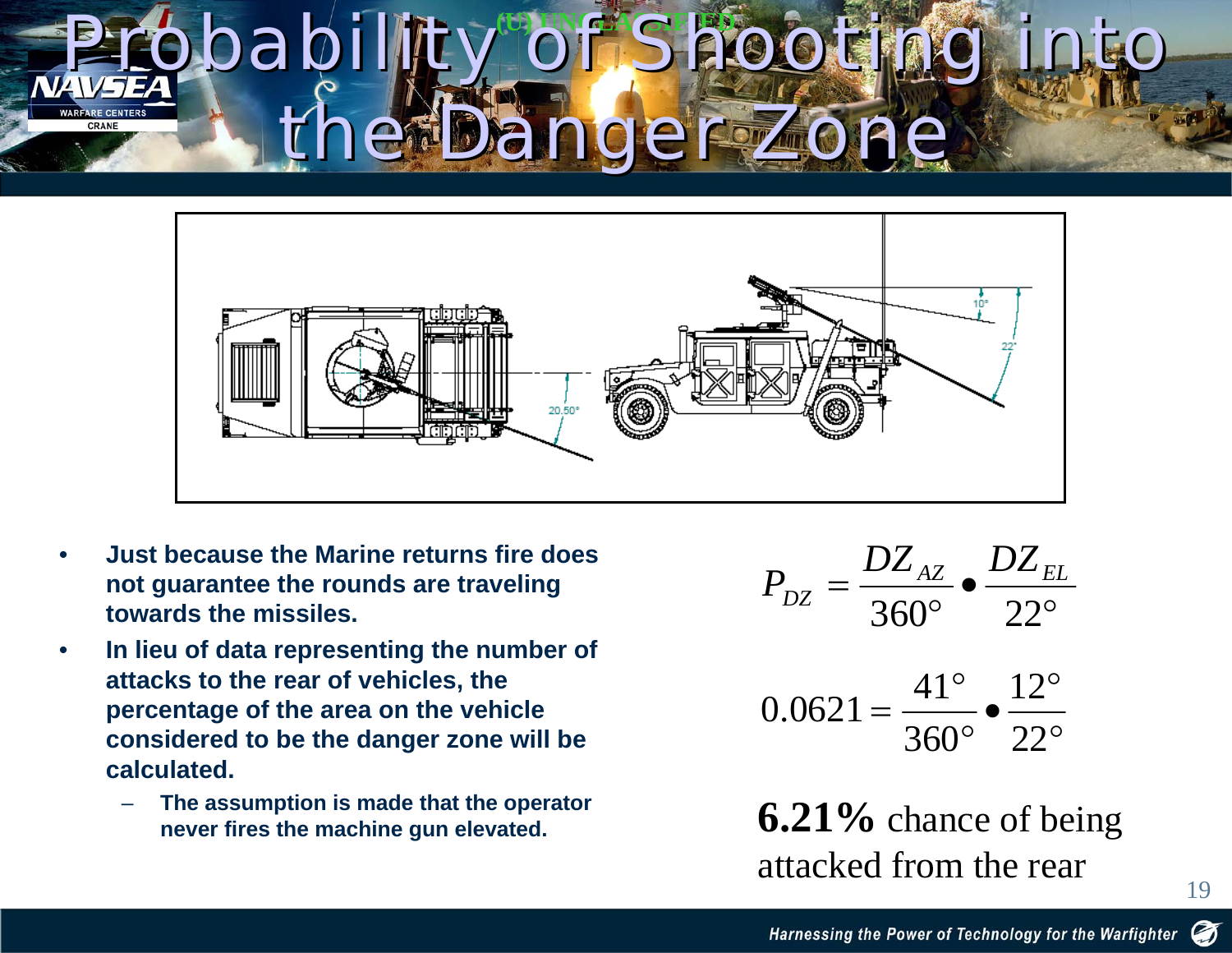# Probability of Shooting into the Danger Zone

- **Just because the Marine returns fire does not guarantee the rounds are traveling towards the missiles.**
- **In lieu of data representing the number of attacks to the rear of vehicles, the percentage of the area on the vehicle considered to be the danger zone will be calculated.**
  - **The assumption is made that the operator never fires the machine gun elevated.**

$$P_{DZ} = \frac{DZ_{AZ}}{360^\circ} \bullet \frac{DZ_{EL}}{22^\circ}$$

$$0.0621 = \frac{41^\circ}{360^\circ} \bullet \frac{12^\circ}{22^\circ}$$

**6.21%** chance of being attacked from the rear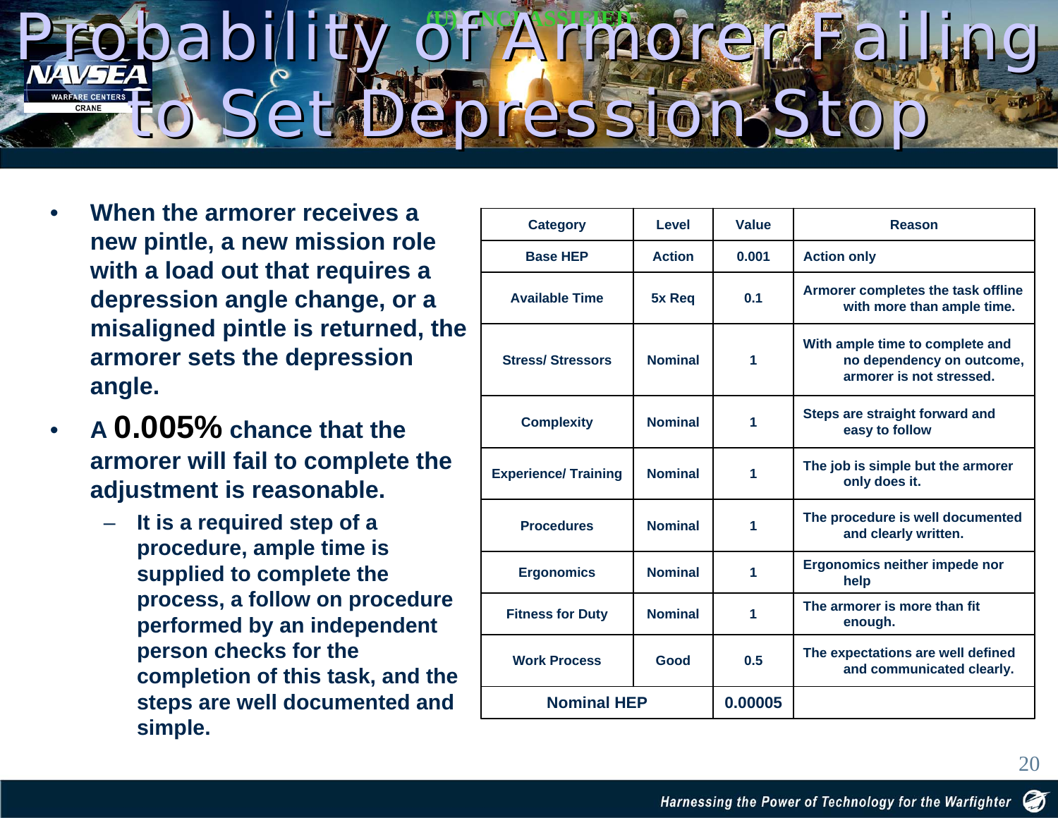# Probability of Armorer Failing to Set Depression Stop

- When the armorer receives a new pintle, a new mission role with a load out that requires a depression angle change, or a misaligned pintle is returned, the armorer sets the depression angle.
- A **0.005%** chance that the armorer will fail to complete the adjustment is reasonable.
  - It is a required step of a procedure, ample time is supplied to complete the process, a follow on procedure performed by an independent person checks for the completion of this task, and the steps are well documented and simple.

| Category | Level | Value | Reason |
|---|---|---|---|
| Base HEP | Action | 0.001 | Action only |
| Available Time | 5x Req | 0.1 | Armorer completes the task offline with more than ample time. |
| Stress/ Stressors | Nominal | 1 | With ample time to complete and no dependency on outcome, armorer is not stressed. |
| Complexity | Nominal | 1 | Steps are straight forward and easy to follow |
| Experience/ Training | Nominal | 1 | The job is simple but the armorer only does it. |
| Procedures | Nominal | 1 | The procedure is well documented and clearly written. |
| Ergonomics | Nominal | 1 | Ergonomics neither impede nor help |
| Fitness for Duty | Nominal | 1 | The armorer is more than fit enough. |
| Work Process | Good | 0.5 | The expectations are well defined and communicated clearly. |
| Nominal HEP | | 0.00005 | |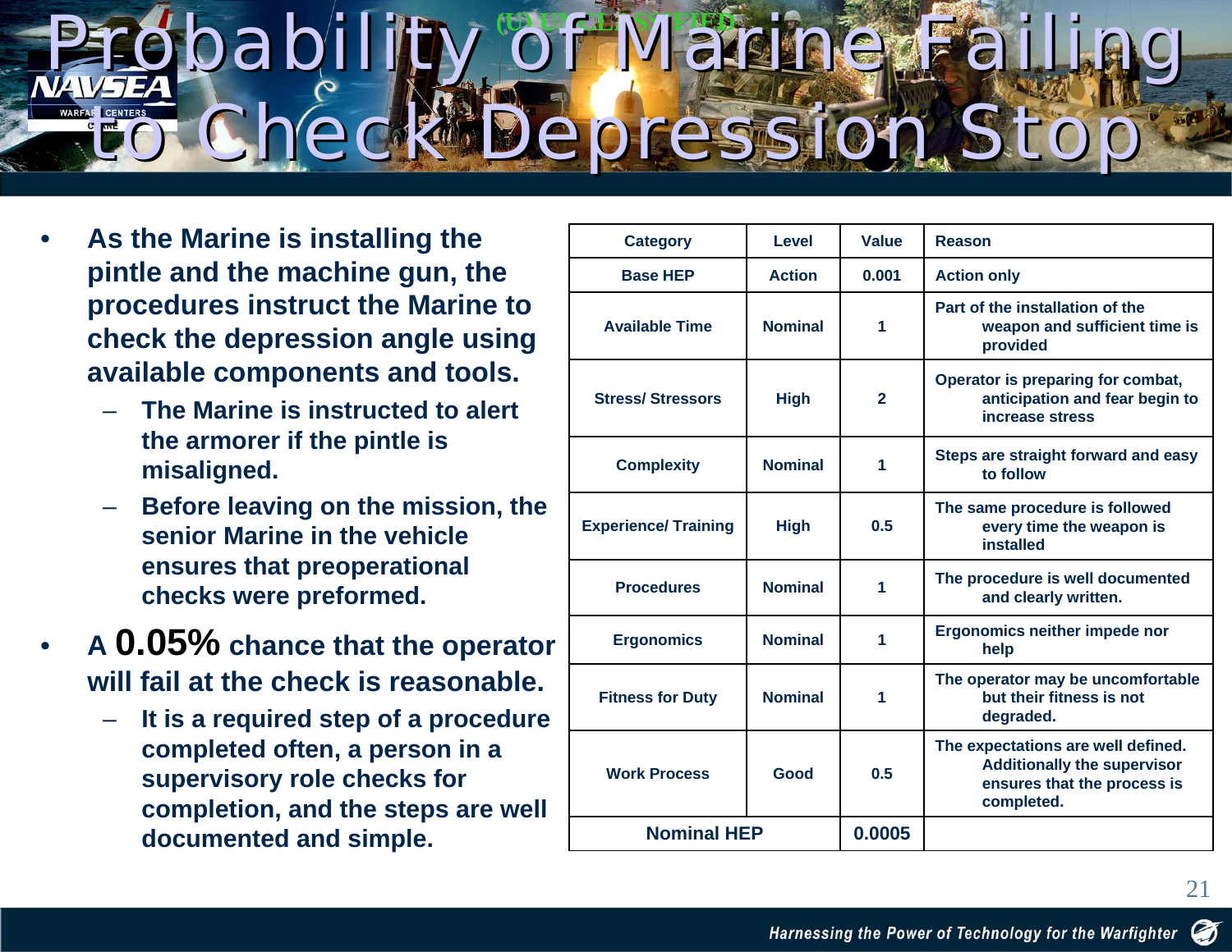# Probability of Marine Failing to Check Depression Stop

- **As the Marine is installing the pintle and the machine gun, the procedures instruct the Marine to check the depression angle using available components and tools.**
  - **The Marine is instructed to alert the armorer if the pintle is misalgned.**
  - **Before leaving on the mission, the senior Marine in the vehicle ensures that preoperational checks were preformed.**
- **A 0.05% chance that the operator will fail at the check is reasonable.**
  - **It is a required step of a procedure completed often, a person in a supervisory role checks for completion, and the steps are well documented and simple.**

| Category | Level | Value | Reason |
|---|---|---|---|
| Base HEP | Action | 0.001 | Action only |
| Available Time | Nominal | 1 | Part of the installation of the weapon and sufficient time is provided |
| Stress/ Stressors | High | 2 | Operator is preparing for combat, anticipation and fear begin to increase stress |
| Complexity | Nominal | 1 | Steps are straight forward and easy to follow |
| Experience/ Training | High | 0.5 | The same procedure is followed every time the weapon is installed |
| Procedures | Nominal | 1 | The procedure is well documented and clearly written. |
| Ergonomics | Nominal | 1 | Ergonomics neither impede nor help |
| Fitness for Duty | Nominal | 1 | The operator may be uncomfortable but their fitness is not degraded. |
| Work Process | Good | 0.5 | The expectations are well defined. Additionally the supervisor ensures that the process is completed. |
| Nominal HEP | | 0.0005 | |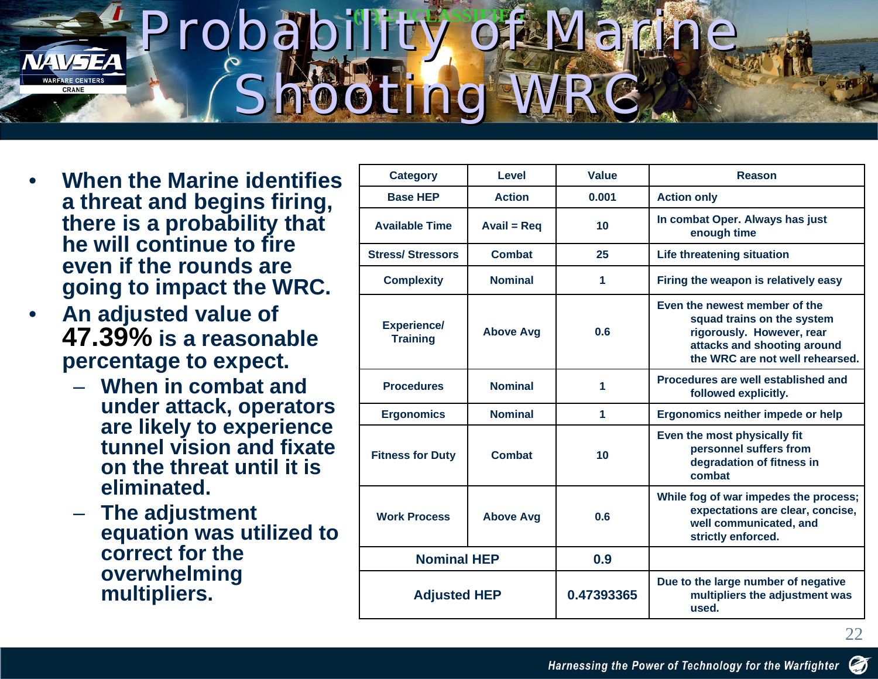# Probability of Marine Shooting WRC

- When the Marine identifies a threat and begins firing, there is a probability that he will continue to fire even if the rounds are going to impact the WRC.
- An adjusted value of **47.39%** is a reasonable percentage to expect.
  - When in combat and under attack, operators are likely to experience tunnel vision and fixate on the threat until it is eliminated.
  - The adjustment equation was utilized to correct for the overwhelming multipliers.

| Category | Level | Value | Reason |
|---|---|---|---|
| Base HEP | Action | 0.001 | Action only |
| Available Time | Avail = Req | 10 | In combat Oper. Always has just enough time |
| Stress/ Stressors | Combat | 25 | Life threatening situation |
| Complexity | Nominal | 1 | Firing the weapon is relatively easy |
| Experience/ Training | Above Avg | 0.6 | Even the newest member of the squad trains on the system rigorously. However, rear attacks and shooting around the WRC are not well rehearsed. |
| Procedures | Nominal | 1 | Procedures are well established and followed explicitly. |
| Ergonomics | Nominal | 1 | Ergonomics neither impede or help |
| Fitness for Duty | Combat | 10 | Even the most physically fit personnel suffers from degradation of fitness in combat |
| Work Process | Above Avg | 0.6 | While fog of war impedes the process; expectations are clear, concise, well communicated, and strictly enforced. |
| Nominal HEP | | 0.9 | |
| Adjusted HEP | | 0.47393365 | Due to the large number of negative multipliers the adjustment was used. |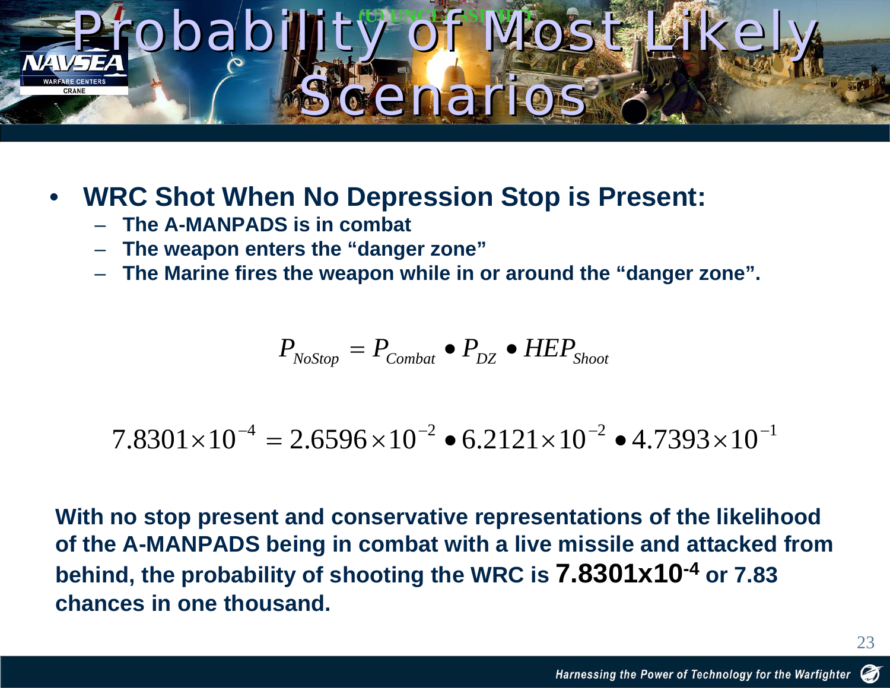# Probability of Most Likely Scenarios

(U) UNCLASSIFIED

- **WRC Shot When No Depression Stop is Present:**
  - **The A-MANPADS is in combat**
  - **The weapon enters the "danger zone"**
  - **The Marine fires the weapon while in or around the "danger zone".**

$$P_{NoStop} = P_{Combat} \bullet P_{DZ} \bullet HEP_{Shoot}$$

$$7.8301 \times 10^{-4} = 2.6596 \times 10^{-2} \bullet 6.2121 \times 10^{-2} \bullet 4.7393 \times 10^{-1}$$

**With no stop present and conservative representations of the likelihood of the A-MANPADS being in combat with a live missile and attacked from behind, the probability of shooting the WRC is $7.8301 \times 10^{-4}$ or 7.83 chances in one thousand.**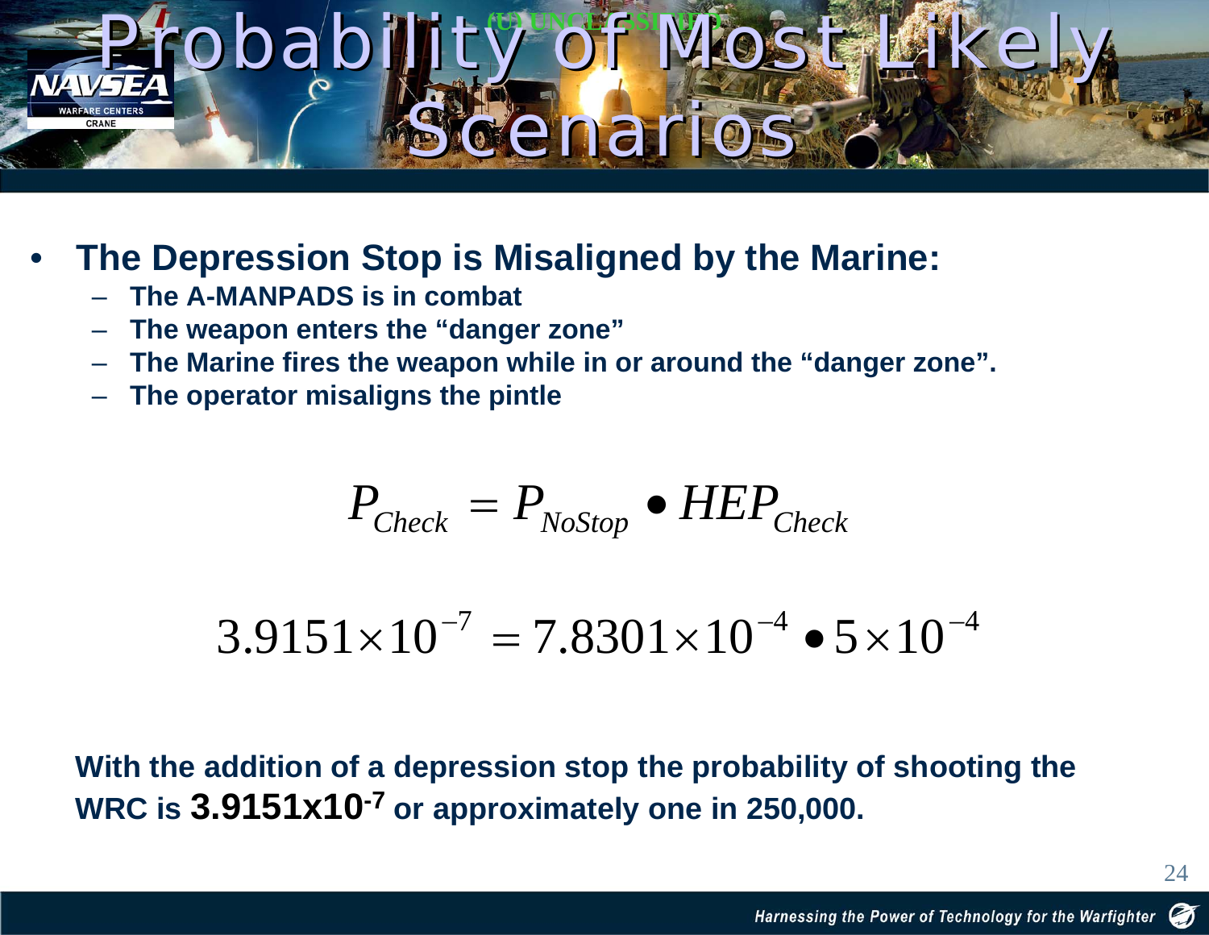# Probability of Most Likely Scenarios

- **The Depression Stop is Misaligned by the Marine:**
  - **The A-MANPADS is in combat**
  - **The weapon enters the "danger zone"**
  - **The Marine fires the weapon while in or around the "danger zone".**
  - **The operator misaligns the pintle**

$$P_{Check} = P_{NoStop} \bullet HEP_{Check}$$

$$3.9151 \times 10^{-7} = 7.8301 \times 10^{-4} \bullet 5 \times 10^{-4}$$

**With the addition of a depression stop the probability of shooting the WRC is $3.9151 \times 10^{-7}$ or approximately one in 250,000.**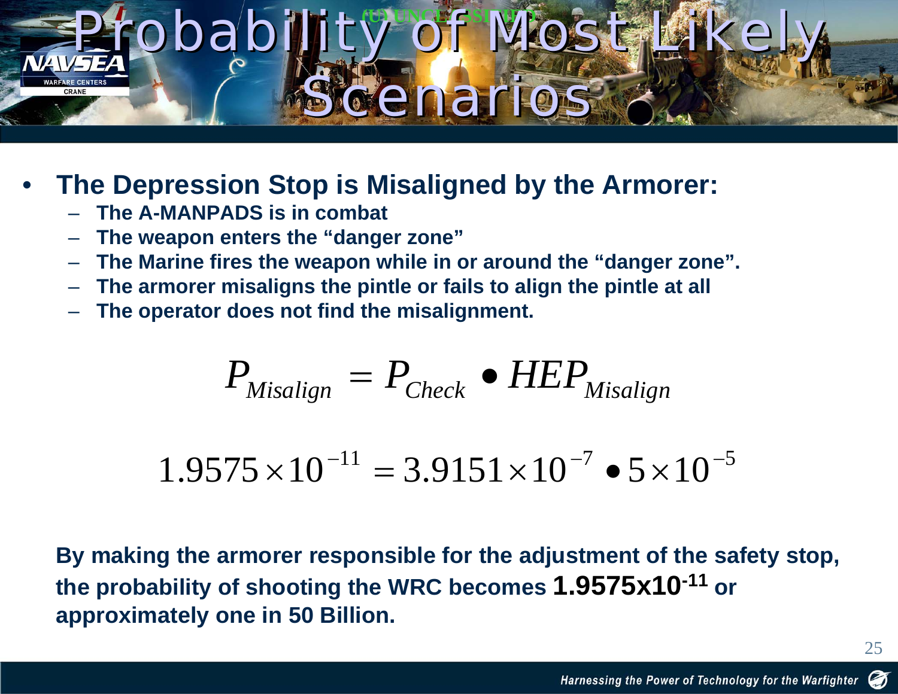# Probability of Most Likely Scenarios

- **The Depression Stop is Misaligned by the Armorer:**
  - **The A-MANPADS is in combat**
  - **The weapon enters the "danger zone"**
  - **The Marine fires the weapon while in or around the "danger zone".**
  - **The armorer misaligns the pintle or fails to align the pintle at all**
  - **The operator does not find the misalignment.**

$$P_{Misalign} = P_{Check} \bullet HEP_{Misalign}$$

$$1.9575 \times 10^{-11} = 3.9151 \times 10^{-7} \bullet 5 \times 10^{-5}$$

**By making the armorer responsible for the adjustment of the safety stop, the probability of shooting the WRC becomes $1.9575 \times 10^{-11}$ or approximately one in 50 Billion.**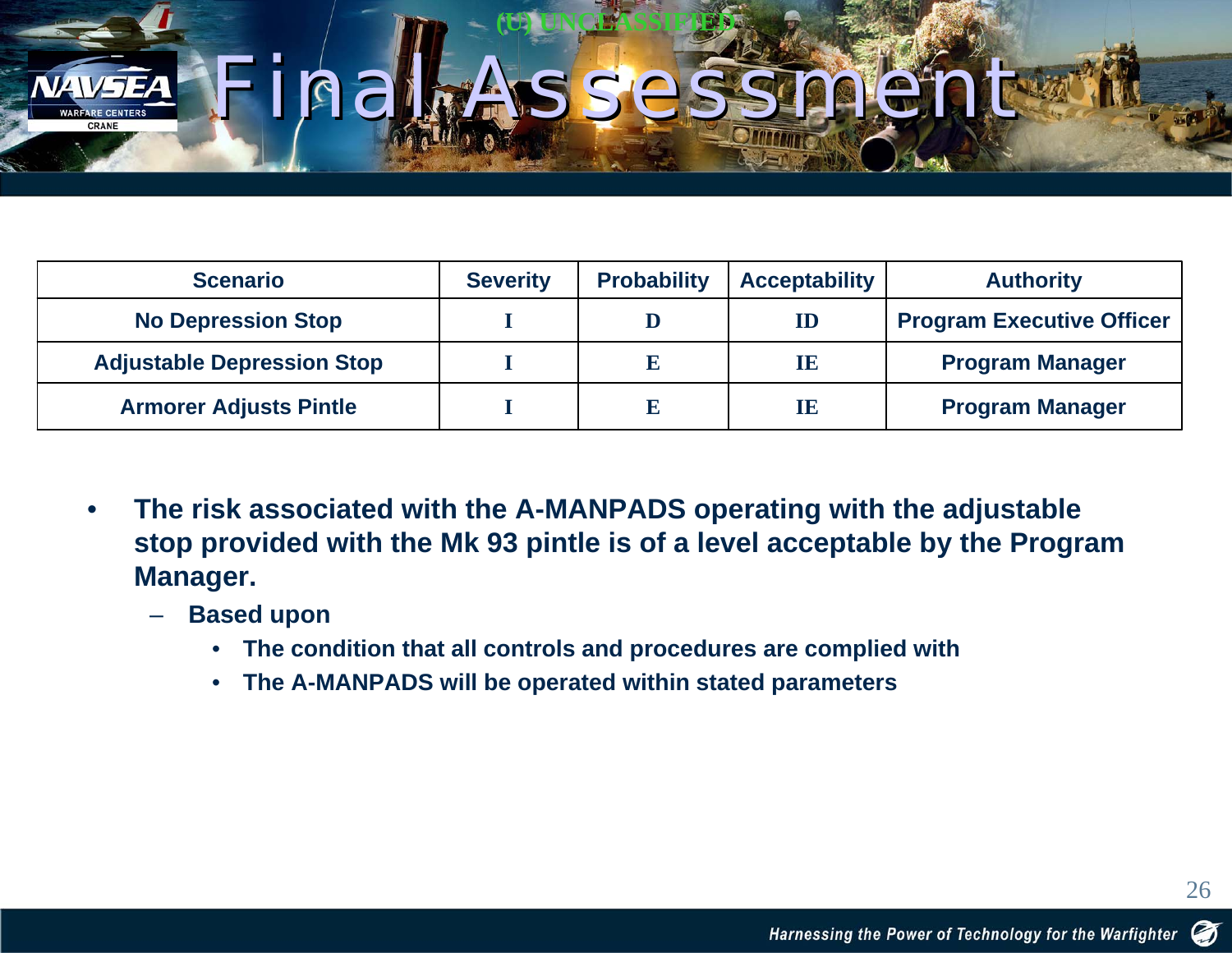(U) UNCLASSIFIED

# Final Assessment

| Scenario | Severity | Probability | Acceptability | Authority |
| --- | --- | --- | --- | --- |
| No Depression Stop | I | D | ID | Program Executive Officer |
| Adjustable Depression Stop | I | E | IE | Program Manager |
| Armorer Adjusts Pintle | I | E | IE | Program Manager |

- **The risk associated with the A-MANPADS operating with the adjustable stop provided with the Mk 93 pintle is of a level acceptable by the Program Manager.**
  - **Based upon**
    - **The condition that all controls and procedures are complied with**
    - **The A-MANPADS will be operated within stated parameters**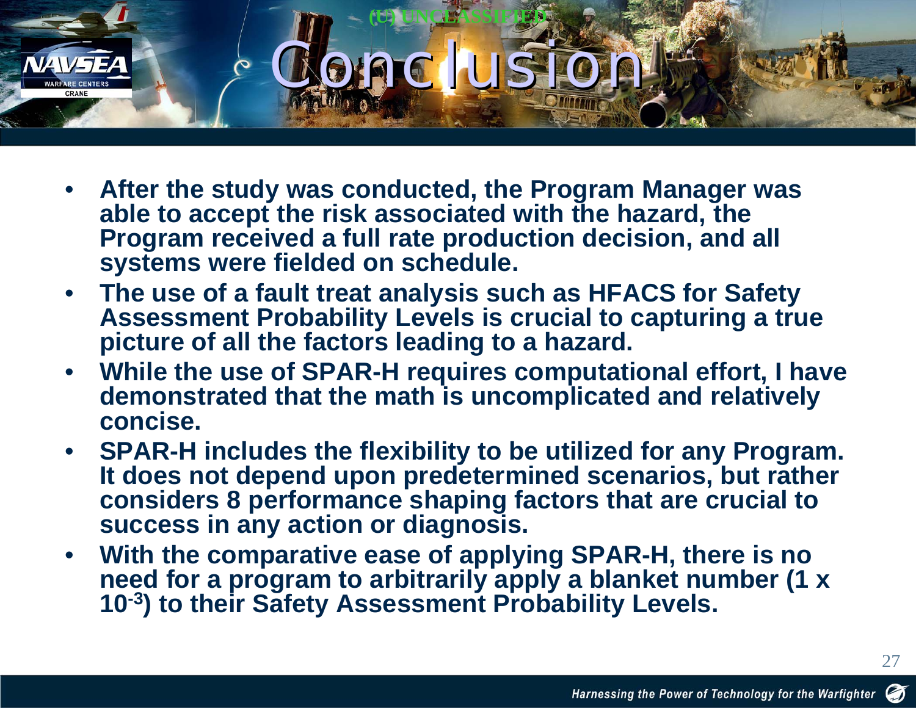# Conclusion

- **After the study was conducted, the Program Manager was able to accept the risk associated with the hazard, the Program received a full rate production decision, and all systems were fielded on schedule.**
- **The use of a fault treat analysis such as HFACS for Safety Assessment Probability Levels is crucial to capturing a true picture of all the factors leading to a hazard.**
- **While the use of SPAR-H requires computational effort, I have demonstrated that the math is uncomplicated and relatively concise.**
- **SPAR-H includes the flexibility to be utilized for any Program. It does not depend upon predetermined scenarios, but rather considers 8 performance shaping factors that are crucial to success in any action or diagnosis.**
- **With the comparative ease of applying SPAR-H, there is no need for a program to arbitrarily apply a blanket number ($1 \times 10^{-3}$) to their Safety Assessment Probability Levels.**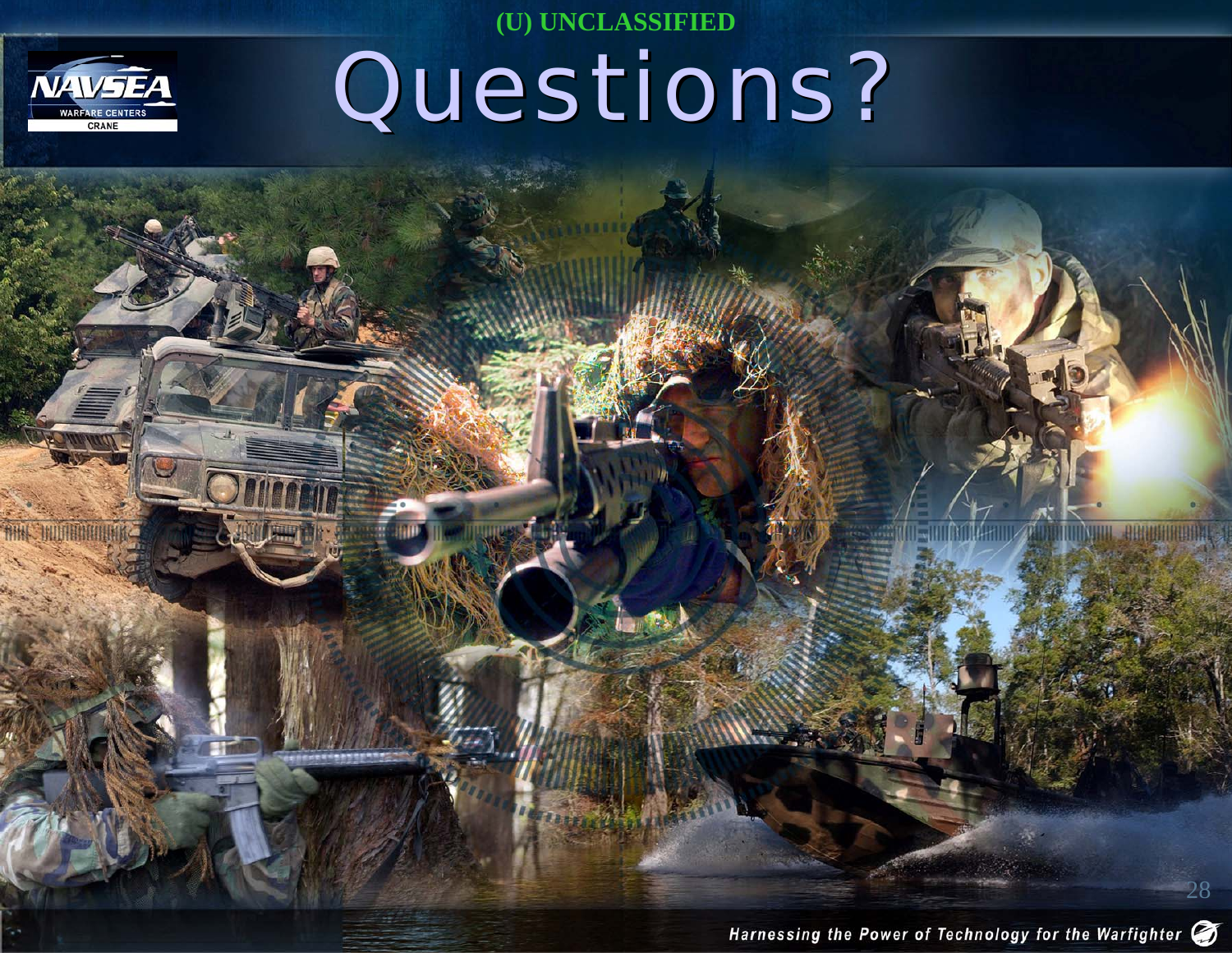(U) UNCLASSIFIED

# Questions?

*Harnessing the Power of Technology for the Warfighter*